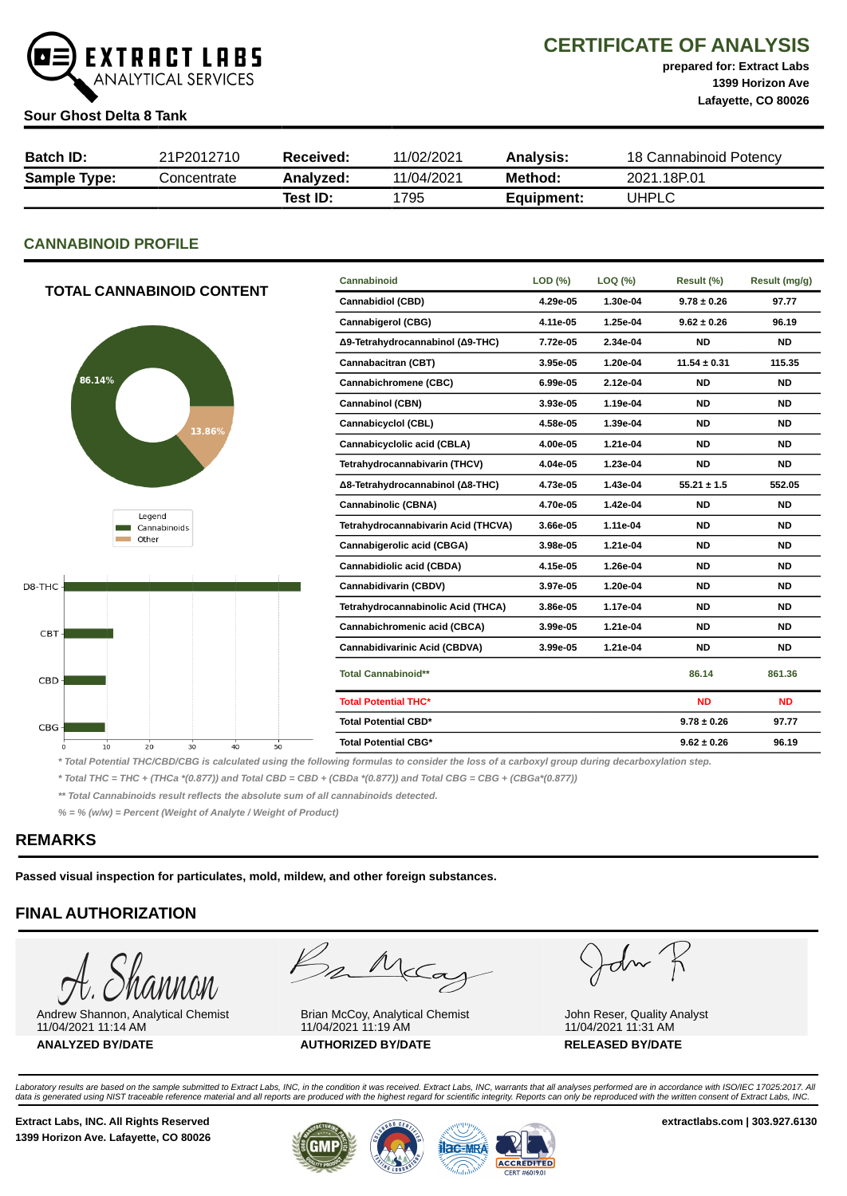**EXTRACT LABS** ANALYTICAL SERVICES

# CERTIFICATE OF ANALYSIS

**prepared for: Extract Labs**
**1399 Horizon Ave**
**Lafayette, CO 80026**

**Sour Ghost Delta 8 Tank**

| **Batch ID:** | 21P2012710 | **Received:** | 11/02/2021 | **Analysis:** | 18 Cannabinoid Potency |
|---|---|---|---|---|---|
| **Sample Type:** | Concentrate | **Analyzed:** | 11/04/2021 | **Method:** | 2021.18P.01 |
| | | **Test ID:** | 1795 | **Equipment:** | UHPLC |

## CANNABINOID PROFILE

### TOTAL CANNABINOID CONTENT

86.14%
13.86%

Legend
Cannabinoids
Other

D8-THC
CBT
CBD
CBG

0 10 20 30 40 50

| Cannabinoid | LOD (%) | LOQ (%) | Result (%) | Result (mg/g) |
|---|---|---|---|---|
| Cannabidiol (CBD) | 4.29e-05 | 1.30e-04 | 9.78 ± 0.26 | 97.77 |
| Cannabigerol (CBG) | 4.11e-05 | 1.25e-04 | 9.62 ± 0.26 | 96.19 |
| Δ9-Tetrahydrocannabinol (Δ9-THC) | 7.72e-05 | 2.34e-04 | ND | ND |
| Cannabacitran (CBT) | 3.95e-05 | 1.20e-04 | 11.54 ± 0.31 | 115.35 |
| Cannabichromene (CBC) | 6.99e-05 | 2.12e-04 | ND | ND |
| Cannabinol (CBN) | 3.93e-05 | 1.19e-04 | ND | ND |
| Cannabicyclol (CBL) | 4.58e-05 | 1.39e-04 | ND | ND |
| Cannabicyclolic acid (CBLA) | 4.00e-05 | 1.21e-04 | ND | ND |
| Tetrahydrocannabivarin (THCV) | 4.04e-05 | 1.23e-04 | ND | ND |
| Δ8-Tetrahydrocannabinol (Δ8-THC) | 4.73e-05 | 1.43e-04 | 55.21 ± 1.5 | 552.05 |
| Cannabinolic (CBNA) | 4.70e-05 | 1.42e-04 | ND | ND |
| Tetrahydrocannabivarin Acid (THCVA) | 3.66e-05 | 1.11e-04 | ND | ND |
| Cannabigerolic acid (CBGA) | 3.98e-05 | 1.21e-04 | ND | ND |
| Cannabidiolic acid (CBDA) | 4.15e-05 | 1.26e-04 | ND | ND |
| Cannabidivarin (CBDV) | 3.97e-05 | 1.20e-04 | ND | ND |
| Tetrahydrocannabinolic Acid (THCA) | 3.86e-05 | 1.17e-04 | ND | ND |
| Cannabichromenic acid (CBCA) | 3.99e-05 | 1.21e-04 | ND | ND |
| Cannabidivarinic Acid (CBDVA) | 3.99e-05 | 1.21e-04 | ND | ND |
| **Total Cannabinoid**** | | | 86.14 | 861.36 |
| **Total Potential THC*** | | | ND | ND |
| **Total Potential CBD*** | | | 9.78 ± 0.26 | 97.77 |
| **Total Potential CBG*** | | | 9.62 ± 0.26 | 96.19 |

*\* Total Potential THC/CBD/CBG is calculated using the following formulas to consider the loss of a carboxyl group during decarboxylation step.*

*\* Total THC = THC + (THCa *(0.877)) and Total CBD = CBD + (CBDa *(0.877)) and Total CBG = CBG + (CBGa*(0.877))*

*\*\* Total Cannabinoids result reflects the absolute sum of all cannabinoids detected.*

*% = % (w/w) = Percent (Weight of Analyte / Weight of Product)*

## REMARKS

**Passed visual inspection for particulates, mold, mildew, and other foreign substances.**

## FINAL AUTHORIZATION

| Andrew Shannon, Analytical Chemist<br>11/04/2021 11:14 AM<br>**ANALYZED BY/DATE** | Brian McCoy, Analytical Chemist<br>11/04/2021 11:19 AM<br>**AUTHORIZED BY/DATE** | John Reser, Quality Analyst<br>11/04/2021 11:31 AM<br>**RELEASED BY/DATE** |
|---|---|---|

*Laboratory results are based on the sample submitted to Extract Labs, INC, in the condition it was received. Extract Labs, INC, warrants that all analyses performed are in accordance with ISO/IEC 17025:2017. All data is generated using NIST traceable reference material and all reports are produced with the highest regard for scientific integrity. Reports can only be reproduced with the written consent of Extract Labs, INC.*

**Extract Labs, INC. All Rights Reserved**
**1399 Horizon Ave. Lafayette, CO 80026**

**extractlabs.com | 303.927.6130**

ACCREDITED CERT #6019.01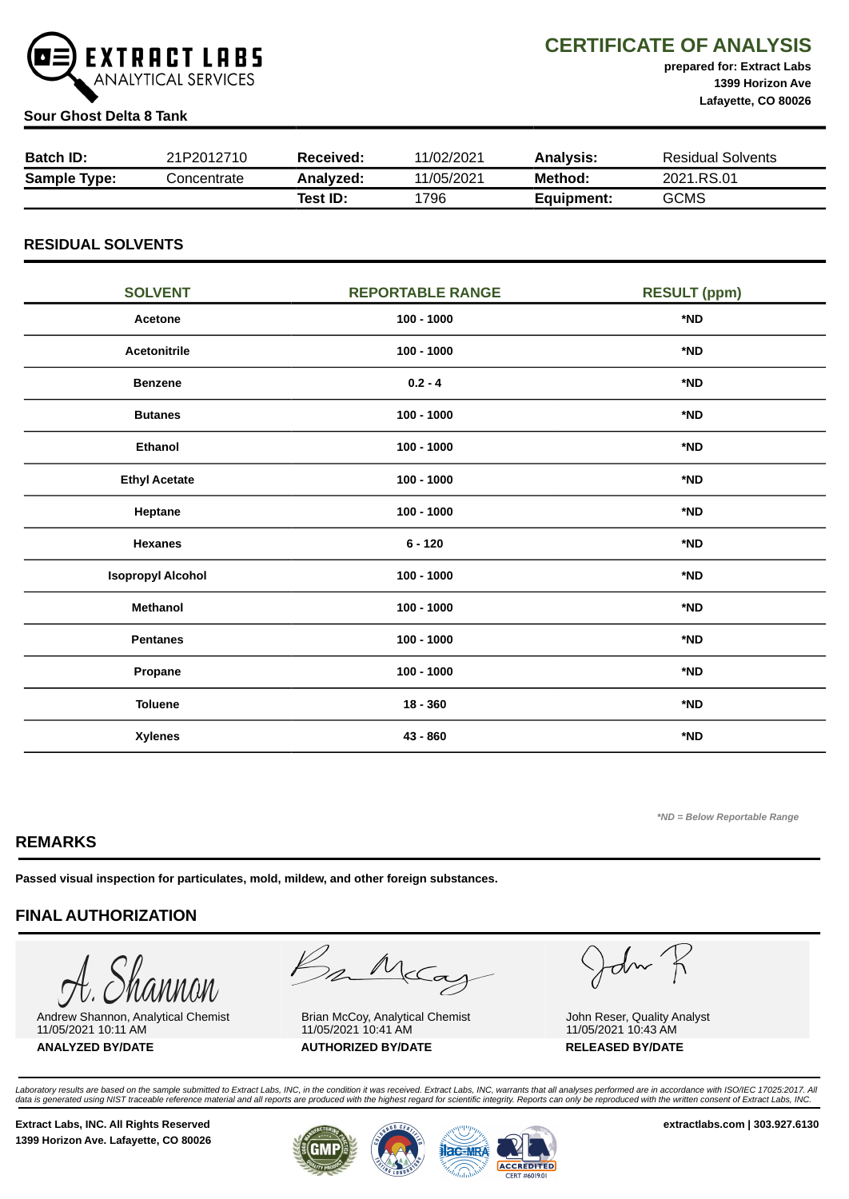**EXTRACT LABS**
ANALYTICAL SERVICES

# CERTIFICATE OF ANALYSIS

**prepared for: Extract Labs**
**1399 Horizon Ave**
**Lafayette, CO 80026**

**Sour Ghost Delta 8 Tank**

| **Batch ID:** | 21P2012710 | **Received:** | 11/02/2021 | **Analysis:** | Residual Solvents |
|---|---|---|---|---|---|
| **Sample Type:** | Concentrate | **Analyzed:** | 11/05/2021 | **Method:** | 2021.RS.01 |
| | | **Test ID:** | 1796 | **Equipment:** | GCMS |

## RESIDUAL SOLVENTS

| SOLVENT | REPORTABLE RANGE | RESULT (ppm) |
|---|---|---|
| **Acetone** | **100 - 1000** | ***ND** |
| **Acetonitrile** | **100 - 1000** | ***ND** |
| **Benzene** | **0.2 - 4** | ***ND** |
| **Butanes** | **100 - 1000** | ***ND** |
| **Ethanol** | **100 - 1000** | ***ND** |
| **Ethyl Acetate** | **100 - 1000** | ***ND** |
| **Heptane** | **100 - 1000** | ***ND** |
| **Hexanes** | **6 - 120** | ***ND** |
| **Isopropyl Alcohol** | **100 - 1000** | ***ND** |
| **Methanol** | **100 - 1000** | ***ND** |
| **Pentanes** | **100 - 1000** | ***ND** |
| **Propane** | **100 - 1000** | ***ND** |
| **Toluene** | **18 - 360** | ***ND** |
| **Xylenes** | **43 - 860** | ***ND** |

*\*ND = Below Reportable Range*

## REMARKS

**Passed visual inspection for particulates, mold, mildew, and other foreign substances.**

## FINAL AUTHORIZATION

| Andrew Shannon, Analytical Chemist<br>11/05/2021 10:11 AM | Brian McCoy, Analytical Chemist<br>11/05/2021 10:41 AM | John Reser, Quality Analyst<br>11/05/2021 10:43 AM |
|---|---|---|
| **ANALYZED BY/DATE** | **AUTHORIZED BY/DATE** | **RELEASED BY/DATE** |

*Laboratory results are based on the sample submitted to Extract Labs, INC, in the condition it was received. Extract Labs, INC, warrants that all analyses performed are in accordance with ISO/IEC 17025:2017. All data is generated using NIST traceable reference material and all reports are produced with the highest regard for scientific integrity. Reports can only be reproduced with the written consent of Extract Labs, INC.*

**Extract Labs, INC. All Rights Reserved**
**1399 Horizon Ave. Lafayette, CO 80026**

**extractlabs.com | 303.927.6130**

ACCREDITED CERT #6019.01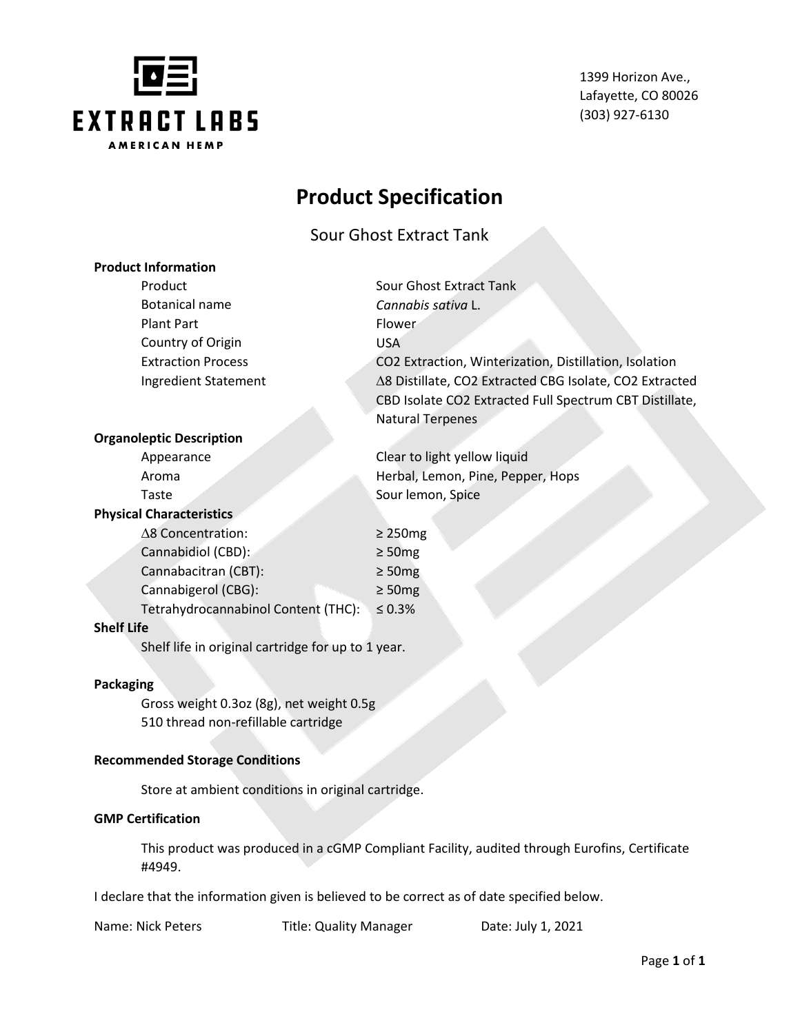EXTRACT LABS
AMERICAN HEMP

1399 Horizon Ave.,
Lafayette, CO 80026
(303) 927-6130

# Product Specification

## Sour Ghost Extract Tank

**Product Information**

| | |
|---|---|
| Product | Sour Ghost Extract Tank |
| Botanical name | *Cannabis sativa* L. |
| Plant Part | Flower |
| Country of Origin | USA |
| Extraction Process | $CO_2$ Extraction, Winterization, Distillation, Isolation |
| Ingredient Statement | ∆8 Distillate, $CO_2$ Extracted CBG Isolate, $CO_2$ Extracted CBD Isolate $CO_2$ Extracted Full Spectrum CBT Distillate, Natural Terpenes |

**Organoleptic Description**

| | |
|---|---|
| Appearance | Clear to light yellow liquid |
| Aroma | Herbal, Lemon, Pine, Pepper, Hops |
| Taste | Sour lemon, Spice |

**Physical Characteristics**

| | |
|---|---|
| ∆8 Concentration: | ≥ 250mg |
| Cannabidiol (CBD): | ≥ 50mg |
| Cannabacitran (CBT): | ≥ 50mg |
| Cannabigerol (CBG): | ≥ 50mg |
| Tetrahydrocannabinol Content (THC): | ≤ 0.3% |

**Shelf Life**

Shelf life in original cartridge for up to 1 year.

**Packaging**

Gross weight 0.3oz (8g), net weight 0.5g
510 thread non-refillable cartridge

**Recommended Storage Conditions**

Store at ambient conditions in original cartridge.

**GMP Certification**

This product was produced in a cGMP Compliant Facility, audited through Eurofins, Certificate #4949.

I declare that the information given is believed to be correct as of date specified below.

Name: Nick Peters        Title: Quality Manager        Date: July 1, 2021